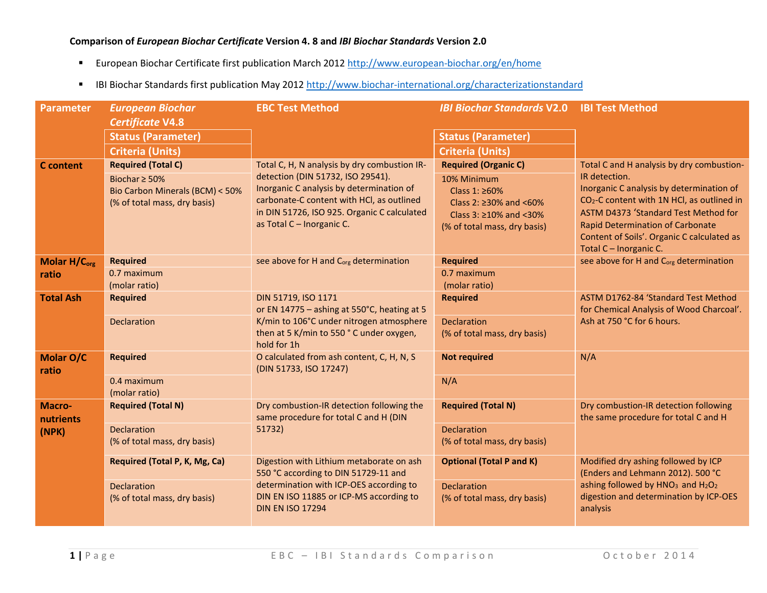**Comparison of *European Biochar Certificate* Version 4. 8 and *IBI Biochar Standards* Version 2.0**

- European Biochar Certificate first publication March 2012 http://www.european-biochar.org/en/home
- IBI Biochar Standards first publication May 2012 http://www.biochar-international.org/characterizationstandard

| Parameter | *European Biochar Certificate* V4.8<br>Status (Parameter)<br>Criteria (Units) | EBC Test Method | *IBI Biochar Standards* V2.0<br>Status (Parameter)<br>Criteria (Units) | IBI Test Method |
|---|---|---|---|---|
| **C content** | **Required (Total C)**<br>Biochar ≥ 50%<br>Bio Carbon Minerals (BCM) < 50%<br>(% of total mass, dry basis) | Total C, H, N analysis by dry combustion IR-detection (DIN 51732, ISO 29541).<br>Inorganic C analysis by determination of carbonate-C content with HCl, as outlined in DIN 51726, ISO 925. Organic C calculated as Total C – Inorganic C. | **Required (Organic C)**<br>10% Minimum<br>Class 1: ≥60%<br>Class 2: ≥30% and <60%<br>Class 3: ≥10% and <30%<br>(% of total mass, dry basis) | Total C and H analysis by dry combustion-IR detection.<br>Inorganic C analysis by determination of $CO_2$-C content with 1N HCl, as outlined in ASTM D4373 'Standard Test Method for Rapid Determination of Carbonate Content of Soils'. Organic C calculated as Total C – Inorganic C. |
| **Molar $H/C_{org}$ ratio** | **Required**<br>0.7 maximum<br>(molar ratio) | see above for H and $C_{org}$ determination | **Required**<br>0.7 maximum<br>(molar ratio) | see above for H and $C_{org}$ determination |
| **Total Ash** | **Required**<br>Declaration | DIN 51719, ISO 1171<br>or EN 14775 – ashing at 550°C, heating at 5 K/min to 106°C under nitrogen atmosphere then at 5 K/min to 550 ° C under oxygen, hold for 1h | **Required**<br>Declaration<br>(% of total mass, dry basis) | ASTM D1762-84 'Standard Test Method for Chemical Analysis of Wood Charcoal'. Ash at 750 °C for 6 hours. |
| **Molar O/C ratio** | **Required**<br>0.4 maximum<br>(molar ratio) | O calculated from ash content, C, H, N, S (DIN 51733, ISO 17247) | **Not required**<br>N/A | N/A |
| **Macro-nutrients (NPK)** | **Required (Total N)**<br>Declaration<br>(% of total mass, dry basis) | Dry combustion-IR detection following the same procedure for total C and H (DIN 51732) | **Required (Total N)**<br>Declaration<br>(% of total mass, dry basis) | Dry combustion-IR detection following the same procedure for total C and H |
| | **Required (Total P, K, Mg, Ca)**<br>Declaration<br>(% of total mass, dry basis) | Digestion with Lithium metaborate on ash 550 °C according to DIN 51729-11 and determination with ICP-OES according to DIN EN ISO 11885 or ICP-MS according to DIN EN ISO 17294 | **Optional (Total P and K)**<br>Declaration<br>(% of total mass, dry basis) | Modified dry ashing followed by ICP (Enders and Lehmann 2012). 500 °C ashing followed by $HNO_3$ and $H_2O_2$ digestion and determination by ICP-OES analysis |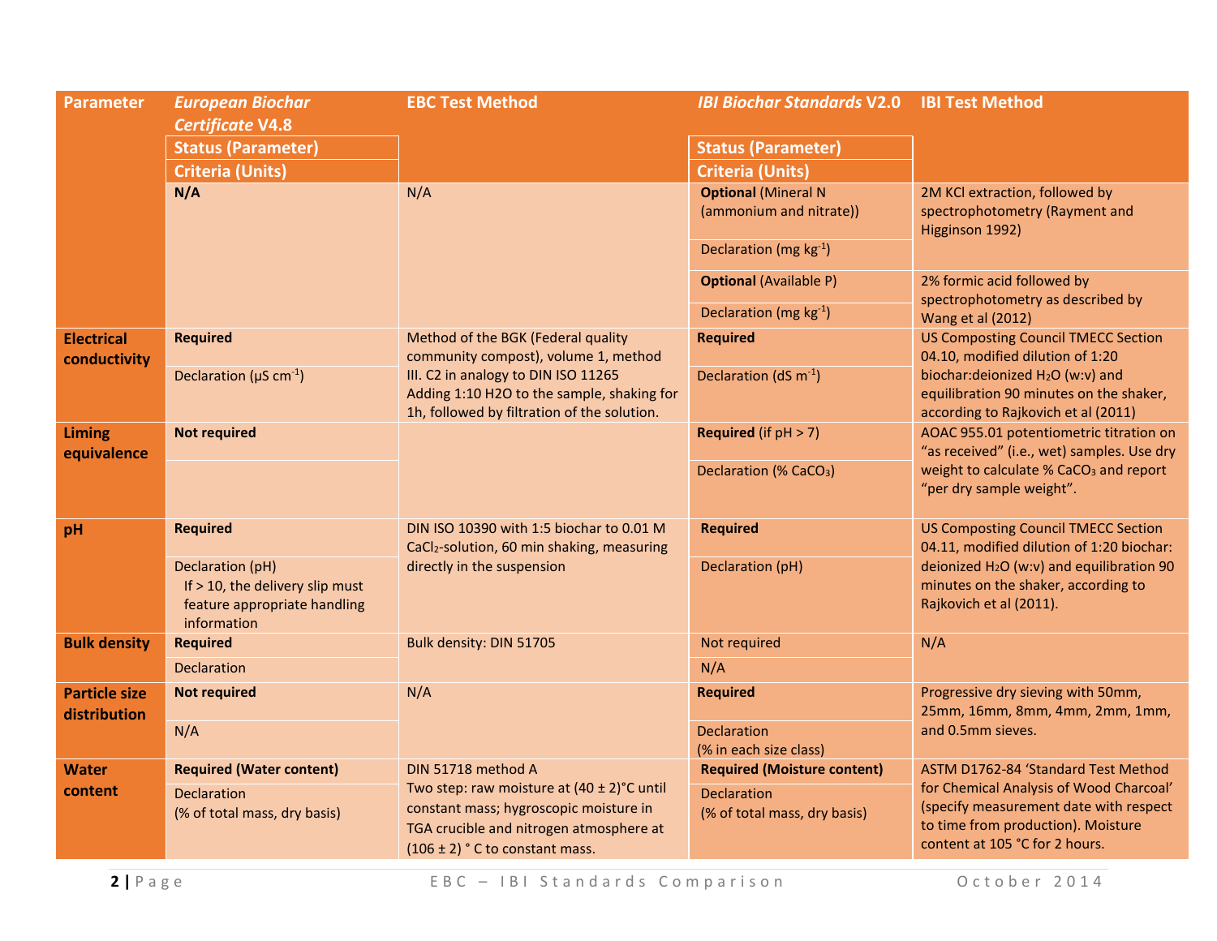| Parameter | *European Biochar Certificate* V4.8 Status (Parameter) / Criteria (Units) | EBC Test Method | *IBI Biochar Standards* V2.0 Status (Parameter) / Criteria (Units) | IBI Test Method |
|---|---|---|---|---|
| | **N/A** | N/A | **Optional** (Mineral N (ammonium and nitrate)) | 2M KCl extraction, followed by spectrophotometry (Rayment and Higginson 1992) |
| | | | Declaration (mg $kg^{-1}$) | |
| | | | **Optional** (Available P) | 2% formic acid followed by spectrophotometry as described by Wang et al (2012) |
| | | | Declaration (mg $kg^{-1}$) | |
| **Electrical conductivity** | **Required** | Method of the BGK (Federal quality community compost), volume 1, method III. C2 in analogy to DIN ISO 11265 Adding 1:10 H2O to the sample, shaking for 1h, followed by filtration of the solution. | **Required** | US Composting Council TMECC Section 04.10, modified dilution of 1:20 biochar:deionized $H_2O$ (w:v) and equilibration 90 minutes on the shaker, according to Rajkovich et al (2011) |
| | Declaration (µS $cm^{-1}$) | | Declaration (dS $m^{-1}$) | |
| **Liming equivalence** | **Not required** | | **Required** (if pH > 7) | AOAC 955.01 potentiometric titration on "as received" (i.e., wet) samples. Use dry weight to calculate % $CaCO_3$ and report "per dry sample weight". |
| | | | Declaration (% $CaCO_3$) | |
| **pH** | **Required** | DIN ISO 10390 with 1:5 biochar to 0.01 M $CaCl_2$-solution, 60 min shaking, measuring directly in the suspension | **Required** | US Composting Council TMECC Section 04.11, modified dilution of 1:20 biochar: deionized $H_2O$ (w:v) and equilibration 90 minutes on the shaker, according to Rajkovich et al (2011). |
| | Declaration (pH) If > 10, the delivery slip must feature appropriate handling information | | Declaration (pH) | |
| **Bulk density** | **Required** | Bulk density: DIN 51705 | Not required | N/A |
| | Declaration | | N/A | |
| **Particle size distribution** | **Not required** | N/A | **Required** | Progressive dry sieving with 50mm, 25mm, 16mm, 8mm, 4mm, 2mm, 1mm, and 0.5mm sieves. |
| | N/A | | Declaration (% in each size class) | |
| **Water content** | **Required (Water content)** | DIN 51718 method A Two step: raw moisture at (40 ± 2)°C until constant mass; hygroscopic moisture in TGA crucible and nitrogen atmosphere at (106 ± 2) ° C to constant mass. | **Required (Moisture content)** | ASTM D1762-84 'Standard Test Method for Chemical Analysis of Wood Charcoal' (specify measurement date with respect to time from production). Moisture content at 105 °C for 2 hours. |
| | Declaration (% of total mass, dry basis) | | Declaration (% of total mass, dry basis) | |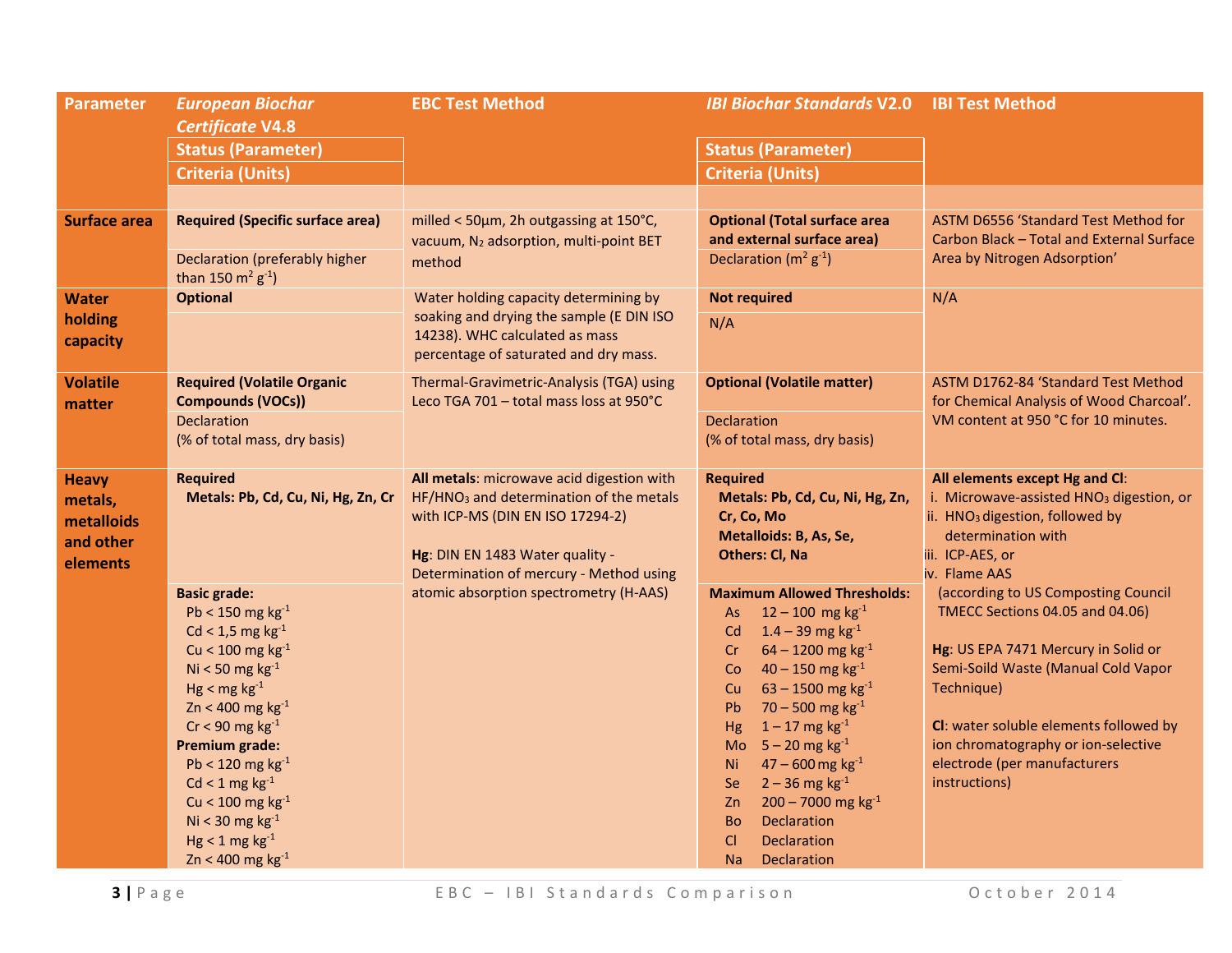| Parameter | *European Biochar Certificate* V4.8 Status (Parameter) Criteria (Units) | EBC Test Method | *IBI Biochar Standards* V2.0 Status (Parameter) Criteria (Units) | IBI Test Method |
|---|---|---|---|---|
| **Surface area** | **Required (Specific surface area)**<br>Declaration (preferably higher than 150 $m^2\ g^{-1}$) | milled < 50µm, 2h outgassing at 150°C, vacuum, $N_2$ adsorption, multi-point BET method | **Optional (Total surface area and external surface area)**<br>Declaration ($m^2\ g^{-1}$) | ASTM D6556 'Standard Test Method for Carbon Black – Total and External Surface Area by Nitrogen Adsorption' |
| **Water holding capacity** | **Optional** | Water holding capacity determining by soaking and drying the sample (E DIN ISO 14238). WHC calculated as mass percentage of saturated and dry mass. | **Not required**<br>N/A | N/A |
| **Volatile matter** | **Required (Volatile Organic Compounds (VOCs))**<br>Declaration<br>(% of total mass, dry basis) | Thermal-Gravimetric-Analysis (TGA) using Leco TGA 701 – total mass loss at 950°C | **Optional (Volatile matter)**<br>Declaration<br>(% of total mass, dry basis) | ASTM D1762-84 'Standard Test Method for Chemical Analysis of Wood Charcoal'. VM content at 950 °C for 10 minutes. |
| **Heavy metals, metalloids and other elements** | **Required**<br>**Metals: Pb, Cd, Cu, Ni, Hg, Zn, Cr**<br><br>**Basic grade:**<br>Pb < 150 mg $kg^{-1}$<br>Cd < 1,5 mg $kg^{-1}$<br>Cu < 100 mg $kg^{-1}$<br>Ni < 50 mg $kg^{-1}$<br>Hg < mg $kg^{-1}$<br>Zn < 400 mg $kg^{-1}$<br>Cr < 90 mg $kg^{-1}$<br>**Premium grade:**<br>Pb < 120 mg $kg^{-1}$<br>Cd < 1 mg $kg^{-1}$<br>Cu < 100 mg $kg^{-1}$<br>Ni < 30 mg $kg^{-1}$<br>Hg < 1 mg $kg^{-1}$<br>Zn < 400 mg $kg^{-1}$ | **All metals**: microwave acid digestion with $HF/HNO_3$ and determination of the metals with ICP-MS (DIN EN ISO 17294-2)<br><br>**Hg**: DIN EN 1483 Water quality - Determination of mercury - Method using atomic absorption spectrometry (H-AAS) | **Required**<br>**Metals: Pb, Cd, Cu, Ni, Hg, Zn, Cr, Co, Mo**<br>**Metalloids: B, As, Se,**<br>**Others: Cl, Na**<br><br>**Maximum Allowed Thresholds:**<br>As 12 – 100 mg $kg^{-1}$<br>Cd 1.4 – 39 mg $kg^{-1}$<br>Cr 64 – 1200 mg $kg^{-1}$<br>Co 40 – 150 mg $kg^{-1}$<br>Cu 63 – 1500 mg $kg^{-1}$<br>Pb 70 – 500 mg $kg^{-1}$<br>Hg 1 – 17 mg $kg^{-1}$<br>Mo 5 – 20 mg $kg^{-1}$<br>Ni 47 – 600 mg $kg^{-1}$<br>Se 2 – 36 mg $kg^{-1}$<br>Zn 200 – 7000 mg $kg^{-1}$<br>Bo Declaration<br>Cl Declaration<br>Na Declaration | **All elements except Hg and Cl**:<br>i. Microwave-assisted $HNO_3$ digestion, or<br>ii. $HNO_3$ digestion, followed by determination with<br>iii. ICP-AES, or<br>iv. Flame AAS<br>(according to US Composting Council TMECC Sections 04.05 and 04.06)<br><br>**Hg**: US EPA 7471 Mercury in Solid or Semi-Soild Waste (Manual Cold Vapor Technique)<br><br>**Cl**: water soluble elements followed by ion chromatography or ion-selective electrode (per manufacturers instructions) |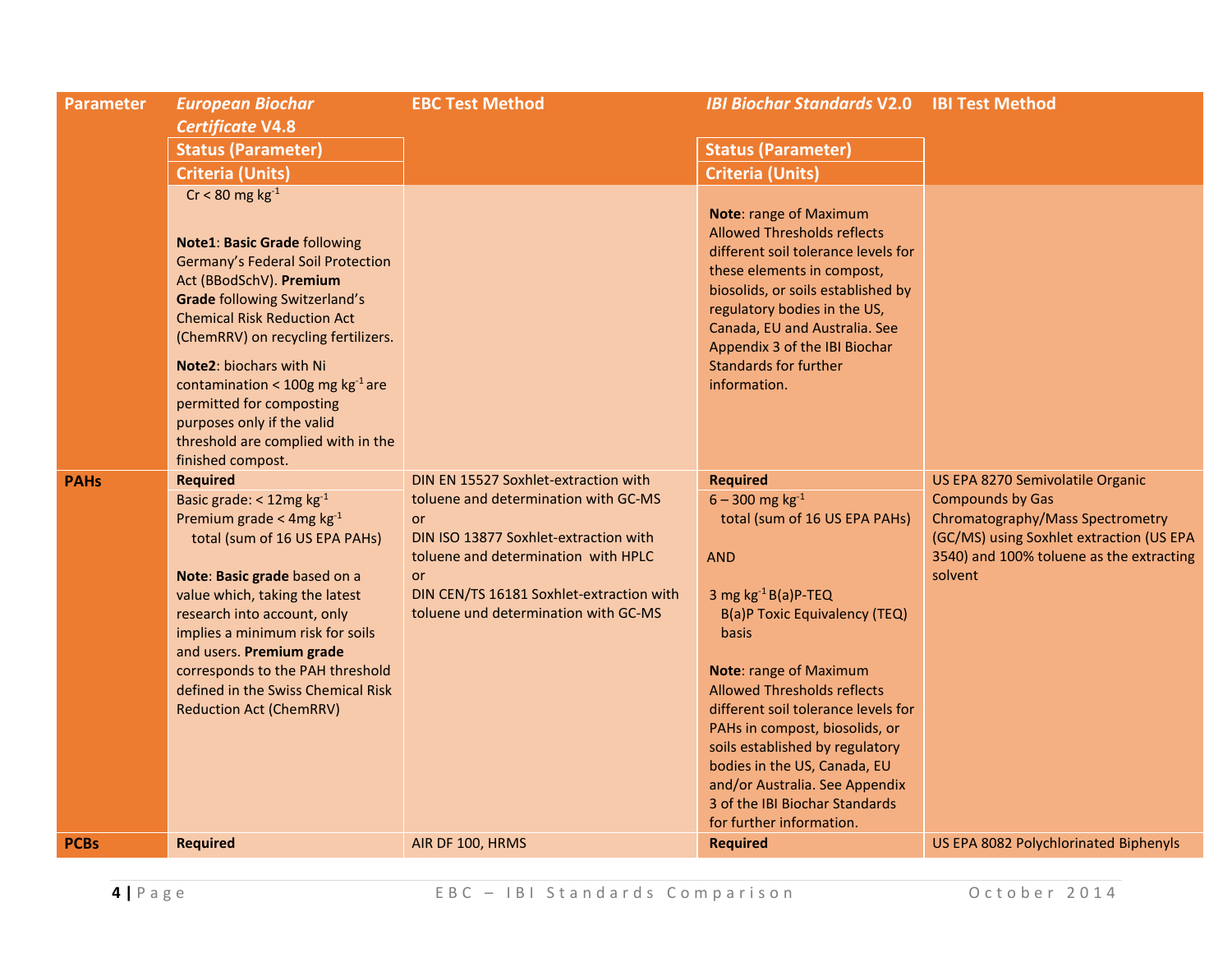| Parameter | *European Biochar Certificate* V4.8<br>Status (Parameter)<br>Criteria (Units) | EBC Test Method | *IBI Biochar Standards* V2.0<br>Status (Parameter)<br>Criteria (Units) | IBI Test Method |
|---|---|---|---|---|
| | Cr < 80 mg $kg^{-1}$<br><br>**Note1**: **Basic Grade** following Germany's Federal Soil Protection Act (BBodSchV). **Premium Grade** following Switzerland's Chemical Risk Reduction Act (ChemRRV) on recycling fertilizers.<br><br>**Note2**: biochars with Ni contamination < 100g mg $kg^{-1}$ are permitted for composting purposes only if the valid threshold are complied with in the finished compost. | | **Note**: range of Maximum Allowed Thresholds reflects different soil tolerance levels for these elements in compost, biosolids, or soils established by regulatory bodies in the US, Canada, EU and Australia. See Appendix 3 of the IBI Biochar Standards for further information. | |
| **PAHs** | **Required**<br>Basic grade: < 12mg $kg^{-1}$<br>Premium grade < 4mg $kg^{-1}$<br>total (sum of 16 US EPA PAHs)<br><br>**Note**: **Basic grade** based on a value which, taking the latest research into account, only implies a minimum risk for soils and users. **Premium grade** corresponds to the PAH threshold defined in the Swiss Chemical Risk Reduction Act (ChemRRV) | DIN EN 15527 Soxhlet-extraction with toluene and determination with GC-MS<br>or<br>DIN ISO 13877 Soxhlet-extraction with toluene and determination with HPLC<br>or<br>DIN CEN/TS 16181 Soxhlet-extraction with toluene und determination with GC-MS | **Required**<br>6 – 300 mg $kg^{-1}$<br>total (sum of 16 US EPA PAHs)<br><br>AND<br><br>3 mg $kg^{-1}$ B(a)P-TEQ<br>B(a)P Toxic Equivalency (TEQ) basis<br><br>**Note**: range of Maximum Allowed Thresholds reflects different soil tolerance levels for PAHs in compost, biosolids, or soils established by regulatory bodies in the US, Canada, EU and/or Australia. See Appendix 3 of the IBI Biochar Standards for further information. | US EPA 8270 Semivolatile Organic Compounds by Gas Chromatography/Mass Spectrometry (GC/MS) using Soxhlet extraction (US EPA 3540) and 100% toluene as the extracting solvent |
| **PCBs** | **Required** | AIR DF 100, HRMS | **Required** | US EPA 8082 Polychlorinated Biphenyls |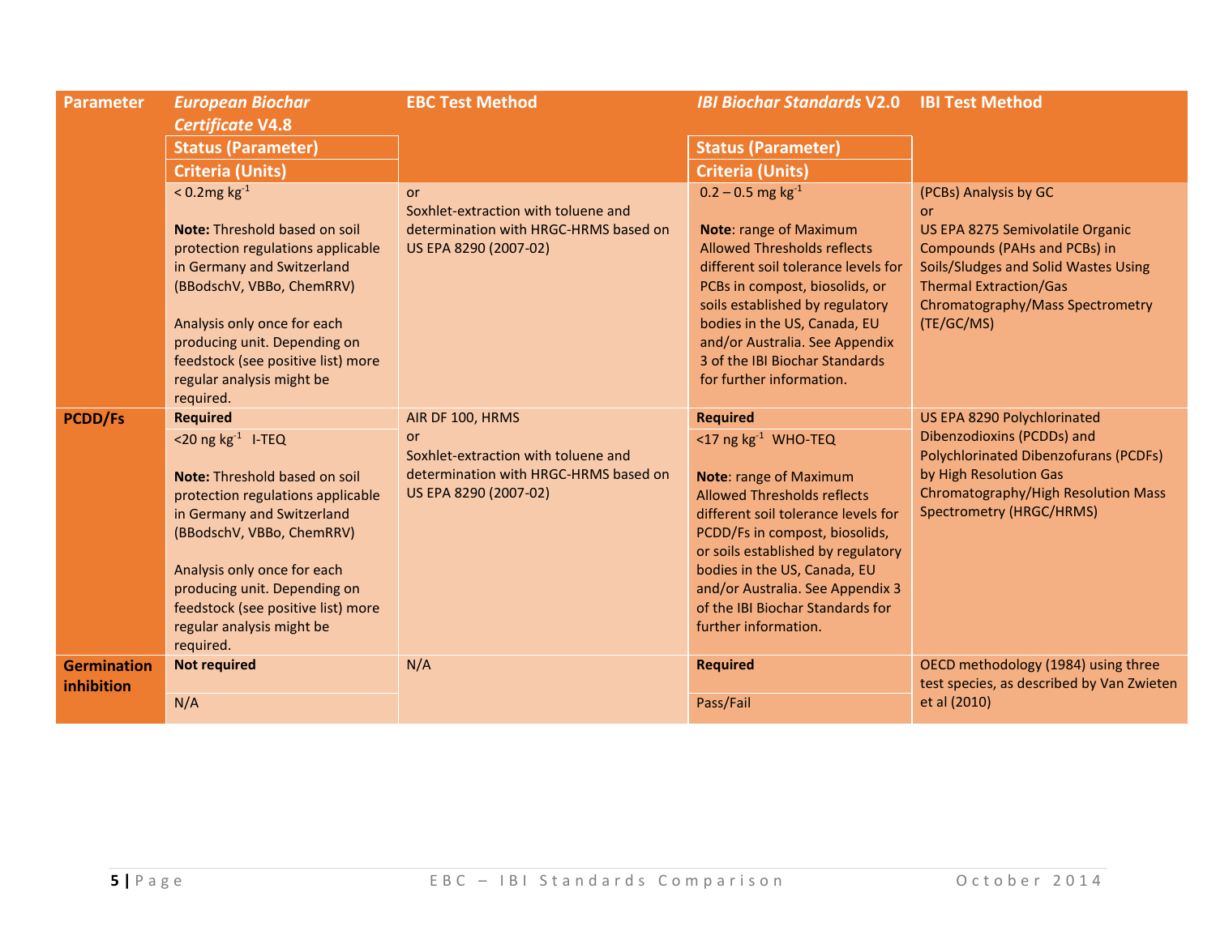| Parameter | *European Biochar Certificate* V4.8<br>Status (Parameter)<br>Criteria (Units) | EBC Test Method | *IBI Biochar Standards* V2.0<br>Status (Parameter)<br>Criteria (Units) | IBI Test Method |
|---|---|---|---|---|
| | < 0.2mg $kg^{-1}$<br><br>**Note:** Threshold based on soil protection regulations applicable in Germany and Switzerland (BBodschV, VBBo, ChemRRV)<br><br>Analysis only once for each producing unit. Depending on feedstock (see positive list) more regular analysis might be required. | or<br>Soxhlet-extraction with toluene and determination with HRGC-HRMS based on US EPA 8290 (2007-02) | 0.2 – 0.5 mg $kg^{-1}$<br><br>**Note**: range of Maximum Allowed Thresholds reflects different soil tolerance levels for PCBs in compost, biosolids, or soils established by regulatory bodies in the US, Canada, EU and/or Australia. See Appendix 3 of the IBI Biochar Standards for further information. | (PCBs) Analysis by GC<br>or<br>US EPA 8275 Semivolatile Organic Compounds (PAHs and PCBs) in Soils/Sludges and Solid Wastes Using Thermal Extraction/Gas Chromatography/Mass Spectrometry (TE/GC/MS) |
| **PCDD/Fs** | **Required**<br><20 ng $kg^{-1}$ I-TEQ<br><br>**Note:** Threshold based on soil protection regulations applicable in Germany and Switzerland (BBodschV, VBBo, ChemRRV)<br><br>Analysis only once for each producing unit. Depending on feedstock (see positive list) more regular analysis might be required. | AIR DF 100, HRMS<br>or<br>Soxhlet-extraction with toluene and determination with HRGC-HRMS based on US EPA 8290 (2007-02) | **Required**<br><17 ng $kg^{-1}$ WHO-TEQ<br><br>**Note**: range of Maximum Allowed Thresholds reflects different soil tolerance levels for PCDD/Fs in compost, biosolids, or soils established by regulatory bodies in the US, Canada, EU and/or Australia. See Appendix 3 of the IBI Biochar Standards for further information. | US EPA 8290 Polychlorinated Dibenzodioxins (PCDDs) and Polychlorinated Dibenzofurans (PCDFs) by High Resolution Gas Chromatography/High Resolution Mass Spectrometry (HRGC/HRMS) |
| **Germination inhibition** | **Not required**<br>N/A | N/A | **Required**<br>Pass/Fail | OECD methodology (1984) using three test species, as described by Van Zwieten et al (2010) |